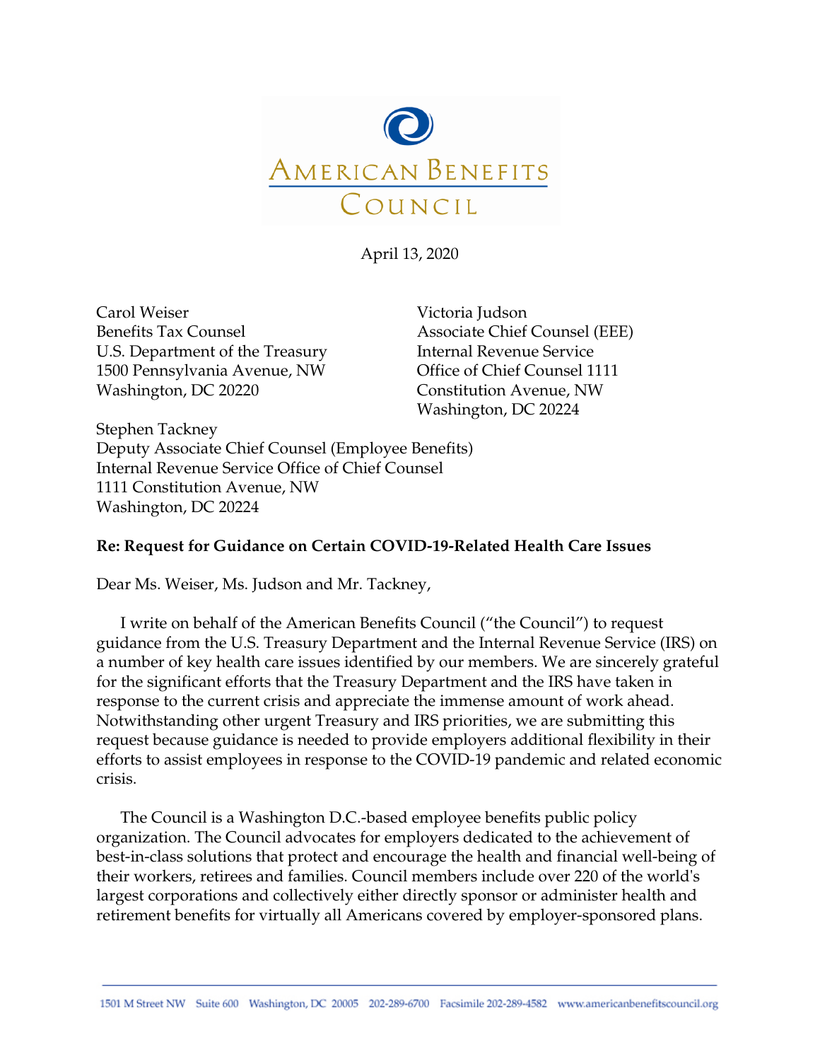AMERICAN BENEFITS COUNCIL

April 13, 2020

Carol Weiser
Benefits Tax Counsel
U.S. Department of the Treasury
1500 Pennsylvania Avenue, NW
Washington, DC 20220

Victoria Judson
Associate Chief Counsel (EEE)
Internal Revenue Service
Office of Chief Counsel 1111
Constitution Avenue, NW
Washington, DC 20224

Stephen Tackney
Deputy Associate Chief Counsel (Employee Benefits)
Internal Revenue Service Office of Chief Counsel
1111 Constitution Avenue, NW
Washington, DC 20224

**Re: Request for Guidance on Certain COVID-19-Related Health Care Issues**

Dear Ms. Weiser, Ms. Judson and Mr. Tackney,

I write on behalf of the American Benefits Council ("the Council") to request guidance from the U.S. Treasury Department and the Internal Revenue Service (IRS) on a number of key health care issues identified by our members. We are sincerely grateful for the significant efforts that the Treasury Department and the IRS have taken in response to the current crisis and appreciate the immense amount of work ahead. Notwithstanding other urgent Treasury and IRS priorities, we are submitting this request because guidance is needed to provide employers additional flexibility in their efforts to assist employees in response to the COVID-19 pandemic and related economic crisis.

The Council is a Washington D.C.-based employee benefits public policy organization. The Council advocates for employers dedicated to the achievement of best-in-class solutions that protect and encourage the health and financial well-being of their workers, retirees and families. Council members include over 220 of the world's largest corporations and collectively either directly sponsor or administer health and retirement benefits for virtually all Americans covered by employer-sponsored plans.

1501 M Street NW Suite 600 Washington, DC 20005 202-289-6700 Facsimile 202-289-4582 www.americanbenefitscouncil.org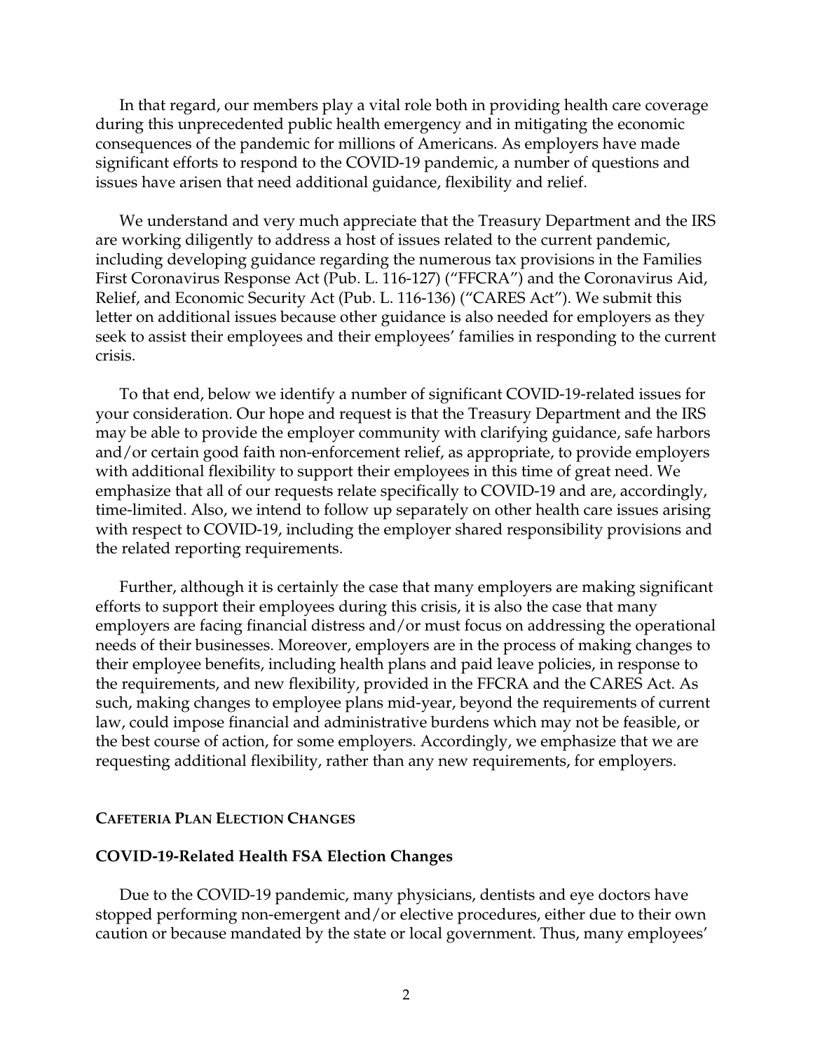In that regard, our members play a vital role both in providing health care coverage during this unprecedented public health emergency and in mitigating the economic consequences of the pandemic for millions of Americans. As employers have made significant efforts to respond to the COVID-19 pandemic, a number of questions and issues have arisen that need additional guidance, flexibility and relief.

We understand and very much appreciate that the Treasury Department and the IRS are working diligently to address a host of issues related to the current pandemic, including developing guidance regarding the numerous tax provisions in the Families First Coronavirus Response Act (Pub. L. 116-127) ("FFCRA") and the Coronavirus Aid, Relief, and Economic Security Act (Pub. L. 116-136) ("CARES Act"). We submit this letter on additional issues because other guidance is also needed for employers as they seek to assist their employees and their employees' families in responding to the current crisis.

To that end, below we identify a number of significant COVID-19-related issues for your consideration. Our hope and request is that the Treasury Department and the IRS may be able to provide the employer community with clarifying guidance, safe harbors and/or certain good faith non-enforcement relief, as appropriate, to provide employers with additional flexibility to support their employees in this time of great need. We emphasize that all of our requests relate specifically to COVID-19 and are, accordingly, time-limited. Also, we intend to follow up separately on other health care issues arising with respect to COVID-19, including the employer shared responsibility provisions and the related reporting requirements.

Further, although it is certainly the case that many employers are making significant efforts to support their employees during this crisis, it is also the case that many employers are facing financial distress and/or must focus on addressing the operational needs of their businesses. Moreover, employers are in the process of making changes to their employee benefits, including health plans and paid leave policies, in response to the requirements, and new flexibility, provided in the FFCRA and the CARES Act. As such, making changes to employee plans mid-year, beyond the requirements of current law, could impose financial and administrative burdens which may not be feasible, or the best course of action, for some employers. Accordingly, we emphasize that we are requesting additional flexibility, rather than any new requirements, for employers.

## CAFETERIA PLAN ELECTION CHANGES

### COVID-19-Related Health FSA Election Changes

Due to the COVID-19 pandemic, many physicians, dentists and eye doctors have stopped performing non-emergent and/or elective procedures, either due to their own caution or because mandated by the state or local government. Thus, many employees'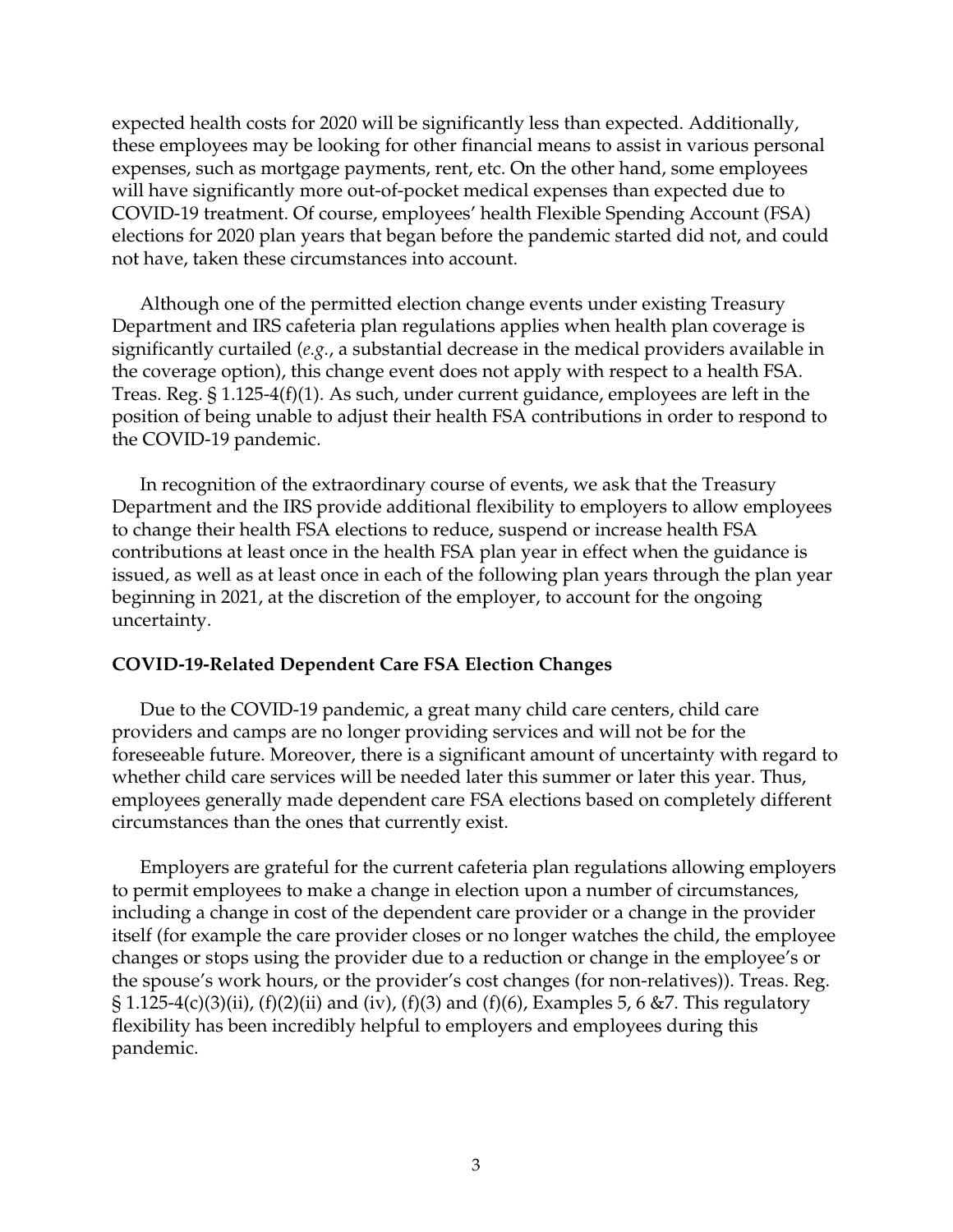expected health costs for 2020 will be significantly less than expected. Additionally, these employees may be looking for other financial means to assist in various personal expenses, such as mortgage payments, rent, etc. On the other hand, some employees will have significantly more out-of-pocket medical expenses than expected due to COVID-19 treatment. Of course, employees' health Flexible Spending Account (FSA) elections for 2020 plan years that began before the pandemic started did not, and could not have, taken these circumstances into account.

Although one of the permitted election change events under existing Treasury Department and IRS cafeteria plan regulations applies when health plan coverage is significantly curtailed (*e.g.*, a substantial decrease in the medical providers available in the coverage option), this change event does not apply with respect to a health FSA. Treas. Reg. § 1.125-4(f)(1). As such, under current guidance, employees are left in the position of being unable to adjust their health FSA contributions in order to respond to the COVID-19 pandemic.

In recognition of the extraordinary course of events, we ask that the Treasury Department and the IRS provide additional flexibility to employers to allow employees to change their health FSA elections to reduce, suspend or increase health FSA contributions at least once in the health FSA plan year in effect when the guidance is issued, as well as at least once in each of the following plan years through the plan year beginning in 2021, at the discretion of the employer, to account for the ongoing uncertainty.

**COVID-19-Related Dependent Care FSA Election Changes**

Due to the COVID-19 pandemic, a great many child care centers, child care providers and camps are no longer providing services and will not be for the foreseeable future. Moreover, there is a significant amount of uncertainty with regard to whether child care services will be needed later this summer or later this year. Thus, employees generally made dependent care FSA elections based on completely different circumstances than the ones that currently exist.

Employers are grateful for the current cafeteria plan regulations allowing employers to permit employees to make a change in election upon a number of circumstances, including a change in cost of the dependent care provider or a change in the provider itself (for example the care provider closes or no longer watches the child, the employee changes or stops using the provider due to a reduction or change in the employee's or the spouse's work hours, or the provider's cost changes (for non-relatives)). Treas. Reg. § 1.125-4(c)(3)(ii), (f)(2)(ii) and (iv), (f)(3) and (f)(6), Examples 5, 6 &7. This regulatory flexibility has been incredibly helpful to employers and employees during this pandemic.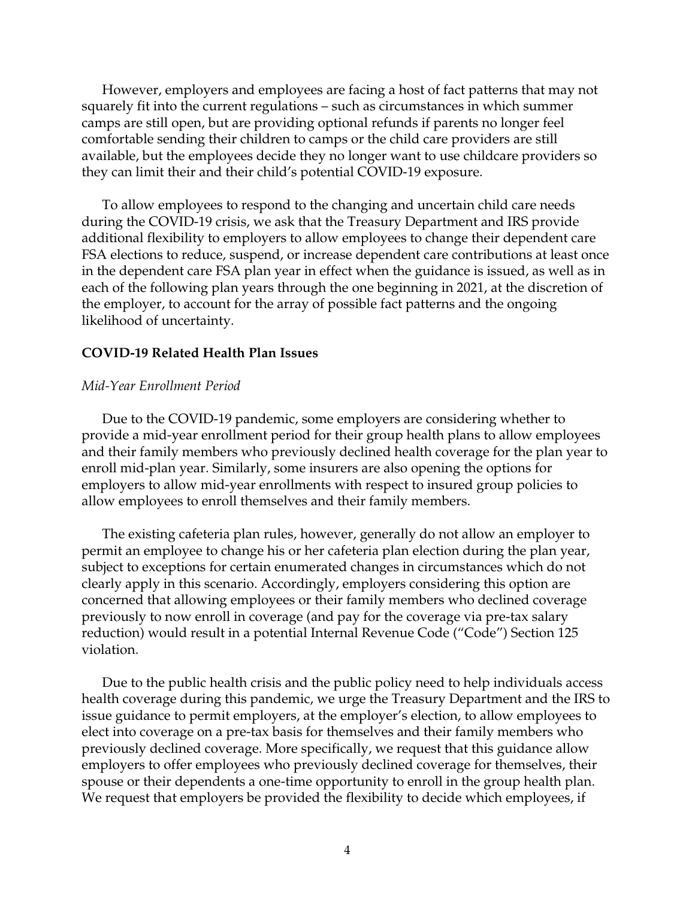However, employers and employees are facing a host of fact patterns that may not squarely fit into the current regulations – such as circumstances in which summer camps are still open, but are providing optional refunds if parents no longer feel comfortable sending their children to camps or the child care providers are still available, but the employees decide they no longer want to use childcare providers so they can limit their and their child's potential COVID-19 exposure.

To allow employees to respond to the changing and uncertain child care needs during the COVID-19 crisis, we ask that the Treasury Department and IRS provide additional flexibility to employers to allow employees to change their dependent care FSA elections to reduce, suspend, or increase dependent care contributions at least once in the dependent care FSA plan year in effect when the guidance is issued, as well as in each of the following plan years through the one beginning in 2021, at the discretion of the employer, to account for the array of possible fact patterns and the ongoing likelihood of uncertainty.

**COVID-19 Related Health Plan Issues**

*Mid-Year Enrollment Period*

Due to the COVID-19 pandemic, some employers are considering whether to provide a mid-year enrollment period for their group health plans to allow employees and their family members who previously declined health coverage for the plan year to enroll mid-plan year. Similarly, some insurers are also opening the options for employers to allow mid-year enrollments with respect to insured group policies to allow employees to enroll themselves and their family members.

The existing cafeteria plan rules, however, generally do not allow an employer to permit an employee to change his or her cafeteria plan election during the plan year, subject to exceptions for certain enumerated changes in circumstances which do not clearly apply in this scenario. Accordingly, employers considering this option are concerned that allowing employees or their family members who declined coverage previously to now enroll in coverage (and pay for the coverage via pre-tax salary reduction) would result in a potential Internal Revenue Code ("Code") Section 125 violation.

Due to the public health crisis and the public policy need to help individuals access health coverage during this pandemic, we urge the Treasury Department and the IRS to issue guidance to permit employers, at the employer's election, to allow employees to elect into coverage on a pre-tax basis for themselves and their family members who previously declined coverage. More specifically, we request that this guidance allow employers to offer employees who previously declined coverage for themselves, their spouse or their dependents a one-time opportunity to enroll in the group health plan. We request that employers be provided the flexibility to decide which employees, if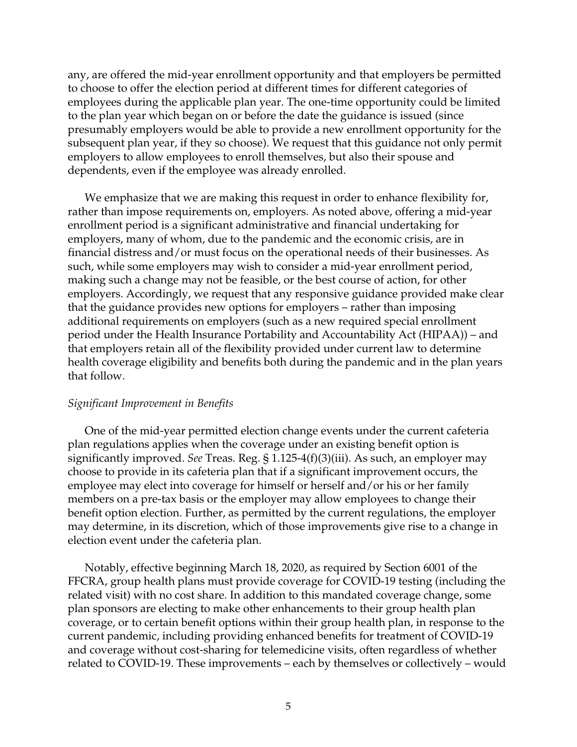any, are offered the mid-year enrollment opportunity and that employers be permitted to choose to offer the election period at different times for different categories of employees during the applicable plan year. The one-time opportunity could be limited to the plan year which began on or before the date the guidance is issued (since presumably employers would be able to provide a new enrollment opportunity for the subsequent plan year, if they so choose). We request that this guidance not only permit employers to allow employees to enroll themselves, but also their spouse and dependents, even if the employee was already enrolled.

We emphasize that we are making this request in order to enhance flexibility for, rather than impose requirements on, employers. As noted above, offering a mid-year enrollment period is a significant administrative and financial undertaking for employers, many of whom, due to the pandemic and the economic crisis, are in financial distress and/or must focus on the operational needs of their businesses. As such, while some employers may wish to consider a mid-year enrollment period, making such a change may not be feasible, or the best course of action, for other employers. Accordingly, we request that any responsive guidance provided make clear that the guidance provides new options for employers – rather than imposing additional requirements on employers (such as a new required special enrollment period under the Health Insurance Portability and Accountability Act (HIPAA)) – and that employers retain all of the flexibility provided under current law to determine health coverage eligibility and benefits both during the pandemic and in the plan years that follow.

*Significant Improvement in Benefits*

One of the mid-year permitted election change events under the current cafeteria plan regulations applies when the coverage under an existing benefit option is significantly improved. *See* Treas. Reg. § 1.125-4(f)(3)(iii). As such, an employer may choose to provide in its cafeteria plan that if a significant improvement occurs, the employee may elect into coverage for himself or herself and/or his or her family members on a pre-tax basis or the employer may allow employees to change their benefit option election. Further, as permitted by the current regulations, the employer may determine, in its discretion, which of those improvements give rise to a change in election event under the cafeteria plan.

Notably, effective beginning March 18, 2020, as required by Section 6001 of the FFCRA, group health plans must provide coverage for COVID-19 testing (including the related visit) with no cost share. In addition to this mandated coverage change, some plan sponsors are electing to make other enhancements to their group health plan coverage, or to certain benefit options within their group health plan, in response to the current pandemic, including providing enhanced benefits for treatment of COVID-19 and coverage without cost-sharing for telemedicine visits, often regardless of whether related to COVID-19. These improvements – each by themselves or collectively – would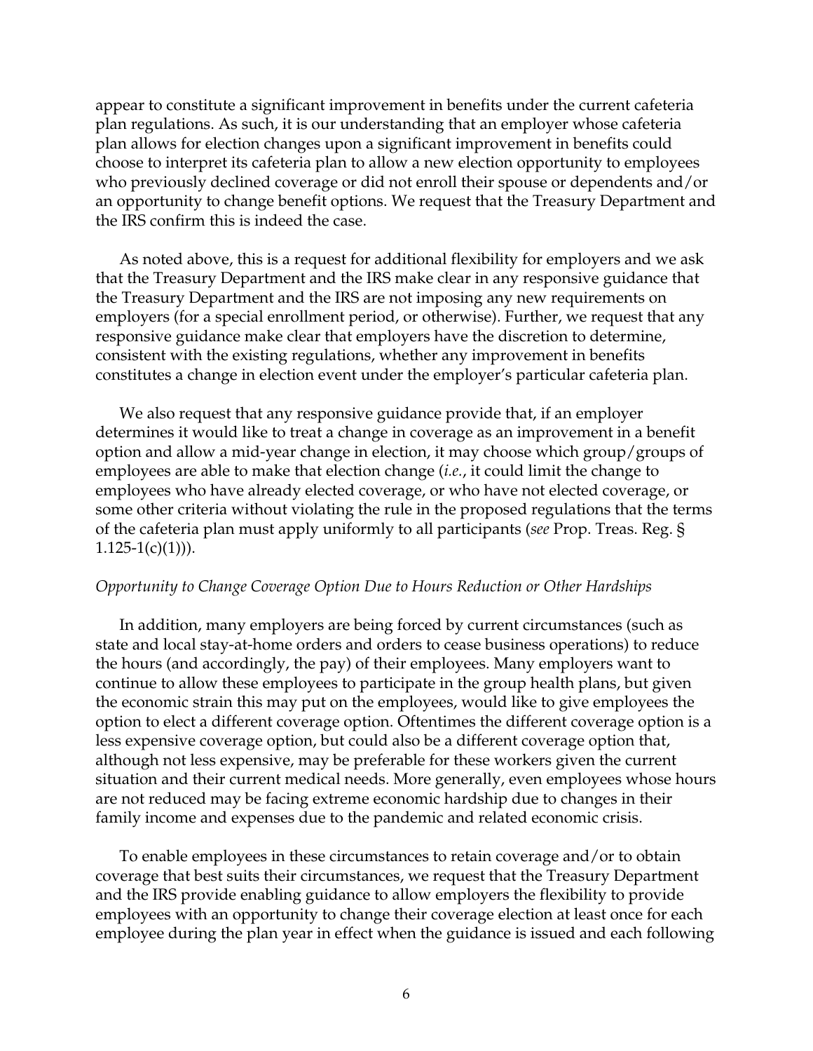appear to constitute a significant improvement in benefits under the current cafeteria plan regulations. As such, it is our understanding that an employer whose cafeteria plan allows for election changes upon a significant improvement in benefits could choose to interpret its cafeteria plan to allow a new election opportunity to employees who previously declined coverage or did not enroll their spouse or dependents and/or an opportunity to change benefit options. We request that the Treasury Department and the IRS confirm this is indeed the case.

As noted above, this is a request for additional flexibility for employers and we ask that the Treasury Department and the IRS make clear in any responsive guidance that the Treasury Department and the IRS are not imposing any new requirements on employers (for a special enrollment period, or otherwise). Further, we request that any responsive guidance make clear that employers have the discretion to determine, consistent with the existing regulations, whether any improvement in benefits constitutes a change in election event under the employer's particular cafeteria plan.

We also request that any responsive guidance provide that, if an employer determines it would like to treat a change in coverage as an improvement in a benefit option and allow a mid-year change in election, it may choose which group/groups of employees are able to make that election change (*i.e.*, it could limit the change to employees who have already elected coverage, or who have not elected coverage, or some other criteria without violating the rule in the proposed regulations that the terms of the cafeteria plan must apply uniformly to all participants (*see* Prop. Treas. Reg. § 1.125-1(c)(1))).

*Opportunity to Change Coverage Option Due to Hours Reduction or Other Hardships*

In addition, many employers are being forced by current circumstances (such as state and local stay-at-home orders and orders to cease business operations) to reduce the hours (and accordingly, the pay) of their employees. Many employers want to continue to allow these employees to participate in the group health plans, but given the economic strain this may put on the employees, would like to give employees the option to elect a different coverage option. Oftentimes the different coverage option is a less expensive coverage option, but could also be a different coverage option that, although not less expensive, may be preferable for these workers given the current situation and their current medical needs. More generally, even employees whose hours are not reduced may be facing extreme economic hardship due to changes in their family income and expenses due to the pandemic and related economic crisis.

To enable employees in these circumstances to retain coverage and/or to obtain coverage that best suits their circumstances, we request that the Treasury Department and the IRS provide enabling guidance to allow employers the flexibility to provide employees with an opportunity to change their coverage election at least once for each employee during the plan year in effect when the guidance is issued and each following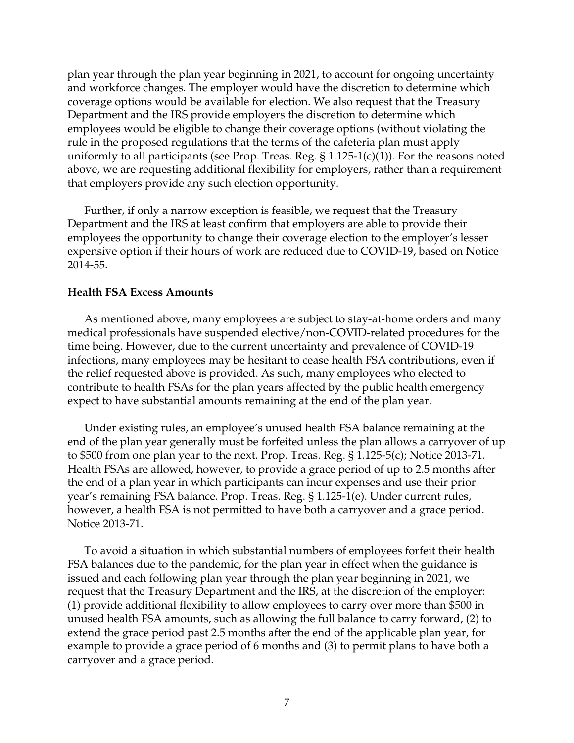plan year through the plan year beginning in 2021, to account for ongoing uncertainty and workforce changes. The employer would have the discretion to determine which coverage options would be available for election. We also request that the Treasury Department and the IRS provide employers the discretion to determine which employees would be eligible to change their coverage options (without violating the rule in the proposed regulations that the terms of the cafeteria plan must apply uniformly to all participants (see Prop. Treas. Reg. § 1.125-1(c)(1)). For the reasons noted above, we are requesting additional flexibility for employers, rather than a requirement that employers provide any such election opportunity.

Further, if only a narrow exception is feasible, we request that the Treasury Department and the IRS at least confirm that employers are able to provide their employees the opportunity to change their coverage election to the employer's lesser expensive option if their hours of work are reduced due to COVID-19, based on Notice 2014-55.

**Health FSA Excess Amounts**

As mentioned above, many employees are subject to stay-at-home orders and many medical professionals have suspended elective/non-COVID-related procedures for the time being. However, due to the current uncertainty and prevalence of COVID-19 infections, many employees may be hesitant to cease health FSA contributions, even if the relief requested above is provided. As such, many employees who elected to contribute to health FSAs for the plan years affected by the public health emergency expect to have substantial amounts remaining at the end of the plan year.

Under existing rules, an employee's unused health FSA balance remaining at the end of the plan year generally must be forfeited unless the plan allows a carryover of up to $500 from one plan year to the next. Prop. Treas. Reg. § 1.125-5(c); Notice 2013-71. Health FSAs are allowed, however, to provide a grace period of up to 2.5 months after the end of a plan year in which participants can incur expenses and use their prior year's remaining FSA balance. Prop. Treas. Reg. § 1.125-1(e). Under current rules, however, a health FSA is not permitted to have both a carryover and a grace period. Notice 2013-71.

To avoid a situation in which substantial numbers of employees forfeit their health FSA balances due to the pandemic, for the plan year in effect when the guidance is issued and each following plan year through the plan year beginning in 2021, we request that the Treasury Department and the IRS, at the discretion of the employer: (1) provide additional flexibility to allow employees to carry over more than $500 in unused health FSA amounts, such as allowing the full balance to carry forward, (2) to extend the grace period past 2.5 months after the end of the applicable plan year, for example to provide a grace period of 6 months and (3) to permit plans to have both a carryover and a grace period.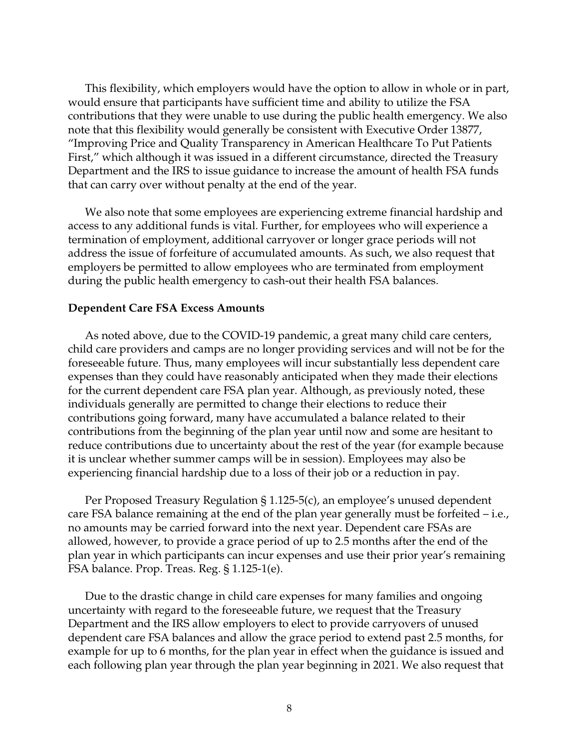This flexibility, which employers would have the option to allow in whole or in part, would ensure that participants have sufficient time and ability to utilize the FSA contributions that they were unable to use during the public health emergency. We also note that this flexibility would generally be consistent with Executive Order 13877, "Improving Price and Quality Transparency in American Healthcare To Put Patients First," which although it was issued in a different circumstance, directed the Treasury Department and the IRS to issue guidance to increase the amount of health FSA funds that can carry over without penalty at the end of the year.

We also note that some employees are experiencing extreme financial hardship and access to any additional funds is vital. Further, for employees who will experience a termination of employment, additional carryover or longer grace periods will not address the issue of forfeiture of accumulated amounts. As such, we also request that employers be permitted to allow employees who are terminated from employment during the public health emergency to cash-out their health FSA balances.

**Dependent Care FSA Excess Amounts**

As noted above, due to the COVID-19 pandemic, a great many child care centers, child care providers and camps are no longer providing services and will not be for the foreseeable future. Thus, many employees will incur substantially less dependent care expenses than they could have reasonably anticipated when they made their elections for the current dependent care FSA plan year. Although, as previously noted, these individuals generally are permitted to change their elections to reduce their contributions going forward, many have accumulated a balance related to their contributions from the beginning of the plan year until now and some are hesitant to reduce contributions due to uncertainty about the rest of the year (for example because it is unclear whether summer camps will be in session). Employees may also be experiencing financial hardship due to a loss of their job or a reduction in pay.

Per Proposed Treasury Regulation § 1.125-5(c), an employee's unused dependent care FSA balance remaining at the end of the plan year generally must be forfeited – i.e., no amounts may be carried forward into the next year. Dependent care FSAs are allowed, however, to provide a grace period of up to 2.5 months after the end of the plan year in which participants can incur expenses and use their prior year's remaining FSA balance. Prop. Treas. Reg. § 1.125-1(e).

Due to the drastic change in child care expenses for many families and ongoing uncertainty with regard to the foreseeable future, we request that the Treasury Department and the IRS allow employers to elect to provide carryovers of unused dependent care FSA balances and allow the grace period to extend past 2.5 months, for example for up to 6 months, for the plan year in effect when the guidance is issued and each following plan year through the plan year beginning in 2021. We also request that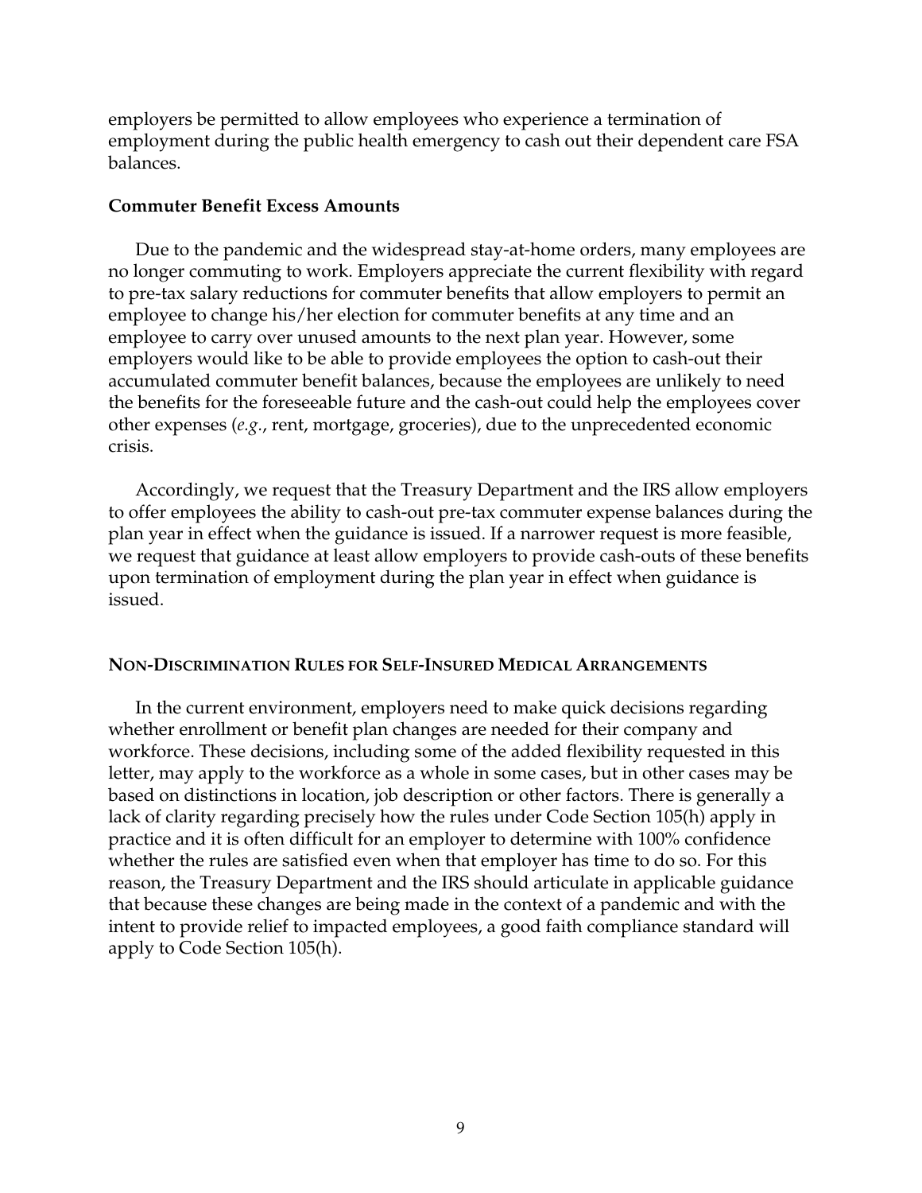employers be permitted to allow employees who experience a termination of employment during the public health emergency to cash out their dependent care FSA balances.

#### Commuter Benefit Excess Amounts

Due to the pandemic and the widespread stay-at-home orders, many employees are no longer commuting to work. Employers appreciate the current flexibility with regard to pre-tax salary reductions for commuter benefits that allow employers to permit an employee to change his/her election for commuter benefits at any time and an employee to carry over unused amounts to the next plan year. However, some employers would like to be able to provide employees the option to cash-out their accumulated commuter benefit balances, because the employees are unlikely to need the benefits for the foreseeable future and the cash-out could help the employees cover other expenses (*e.g.*, rent, mortgage, groceries), due to the unprecedented economic crisis.

Accordingly, we request that the Treasury Department and the IRS allow employers to offer employees the ability to cash-out pre-tax commuter expense balances during the plan year in effect when the guidance is issued. If a narrower request is more feasible, we request that guidance at least allow employers to provide cash-outs of these benefits upon termination of employment during the plan year in effect when guidance is issued.

### Non-Discrimination Rules for Self-Insured Medical Arrangements

In the current environment, employers need to make quick decisions regarding whether enrollment or benefit plan changes are needed for their company and workforce. These decisions, including some of the added flexibility requested in this letter, may apply to the workforce as a whole in some cases, but in other cases may be based on distinctions in location, job description or other factors. There is generally a lack of clarity regarding precisely how the rules under Code Section 105(h) apply in practice and it is often difficult for an employer to determine with 100% confidence whether the rules are satisfied even when that employer has time to do so. For this reason, the Treasury Department and the IRS should articulate in applicable guidance that because these changes are being made in the context of a pandemic and with the intent to provide relief to impacted employees, a good faith compliance standard will apply to Code Section 105(h).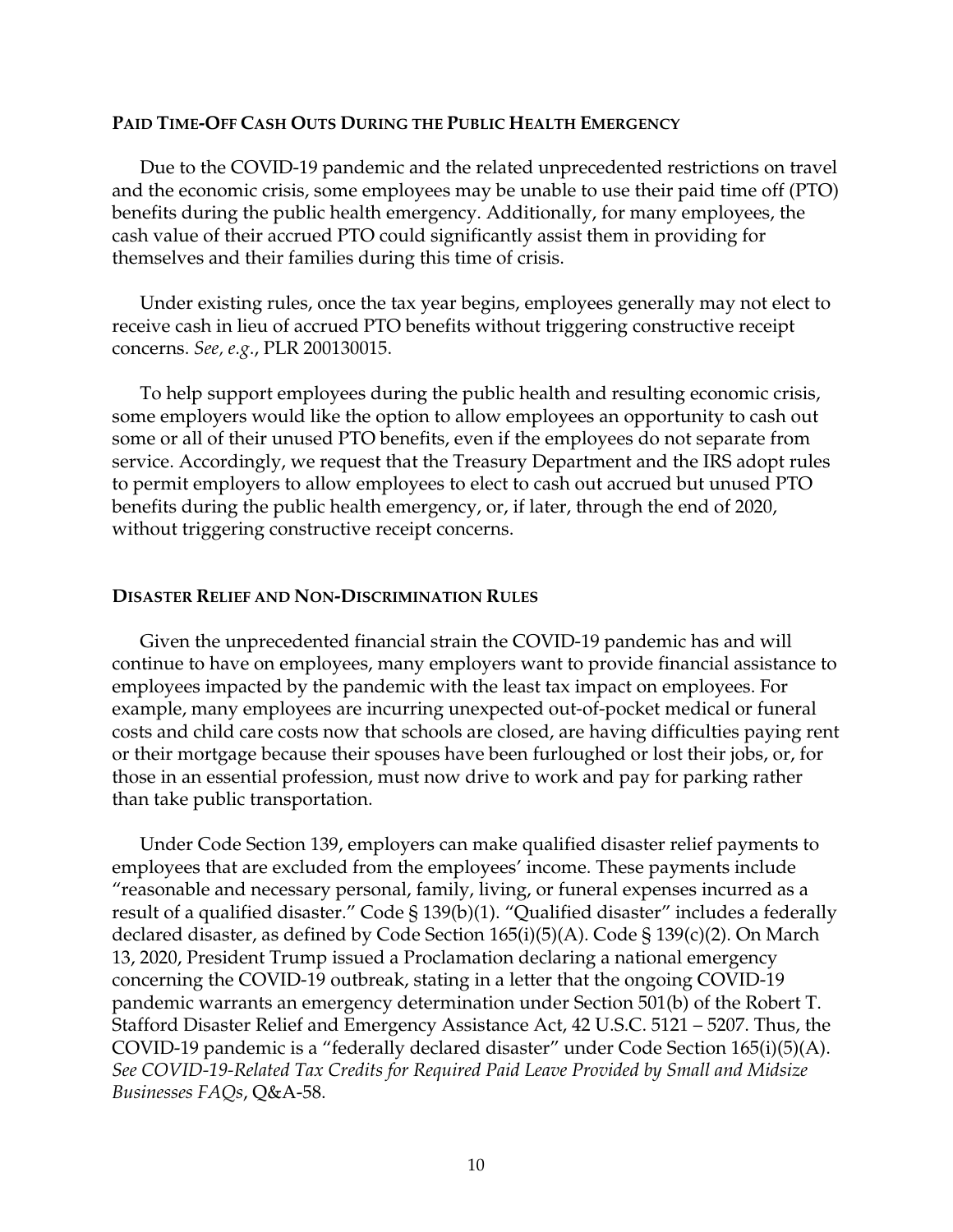## Paid Time-Off Cash Outs During the Public Health Emergency

Due to the COVID-19 pandemic and the related unprecedented restrictions on travel and the economic crisis, some employees may be unable to use their paid time off (PTO) benefits during the public health emergency. Additionally, for many employees, the cash value of their accrued PTO could significantly assist them in providing for themselves and their families during this time of crisis.

Under existing rules, once the tax year begins, employees generally may not elect to receive cash in lieu of accrued PTO benefits without triggering constructive receipt concerns. *See, e.g.*, PLR 200130015.

To help support employees during the public health and resulting economic crisis, some employers would like the option to allow employees an opportunity to cash out some or all of their unused PTO benefits, even if the employees do not separate from service. Accordingly, we request that the Treasury Department and the IRS adopt rules to permit employers to allow employees to elect to cash out accrued but unused PTO benefits during the public health emergency, or, if later, through the end of 2020, without triggering constructive receipt concerns.

## Disaster Relief and Non-Discrimination Rules

Given the unprecedented financial strain the COVID-19 pandemic has and will continue to have on employees, many employers want to provide financial assistance to employees impacted by the pandemic with the least tax impact on employees. For example, many employees are incurring unexpected out-of-pocket medical or funeral costs and child care costs now that schools are closed, are having difficulties paying rent or their mortgage because their spouses have been furloughed or lost their jobs, or, for those in an essential profession, must now drive to work and pay for parking rather than take public transportation.

Under Code Section 139, employers can make qualified disaster relief payments to employees that are excluded from the employees' income. These payments include "reasonable and necessary personal, family, living, or funeral expenses incurred as a result of a qualified disaster." Code § 139(b)(1). "Qualified disaster" includes a federally declared disaster, as defined by Code Section 165(i)(5)(A). Code § 139(c)(2). On March 13, 2020, President Trump issued a Proclamation declaring a national emergency concerning the COVID-19 outbreak, stating in a letter that the ongoing COVID-19 pandemic warrants an emergency determination under Section 501(b) of the Robert T. Stafford Disaster Relief and Emergency Assistance Act, 42 U.S.C. 5121 – 5207. Thus, the COVID-19 pandemic is a "federally declared disaster" under Code Section 165(i)(5)(A). *See COVID-19-Related Tax Credits for Required Paid Leave Provided by Small and Midsize Businesses FAQs*, Q&A-58.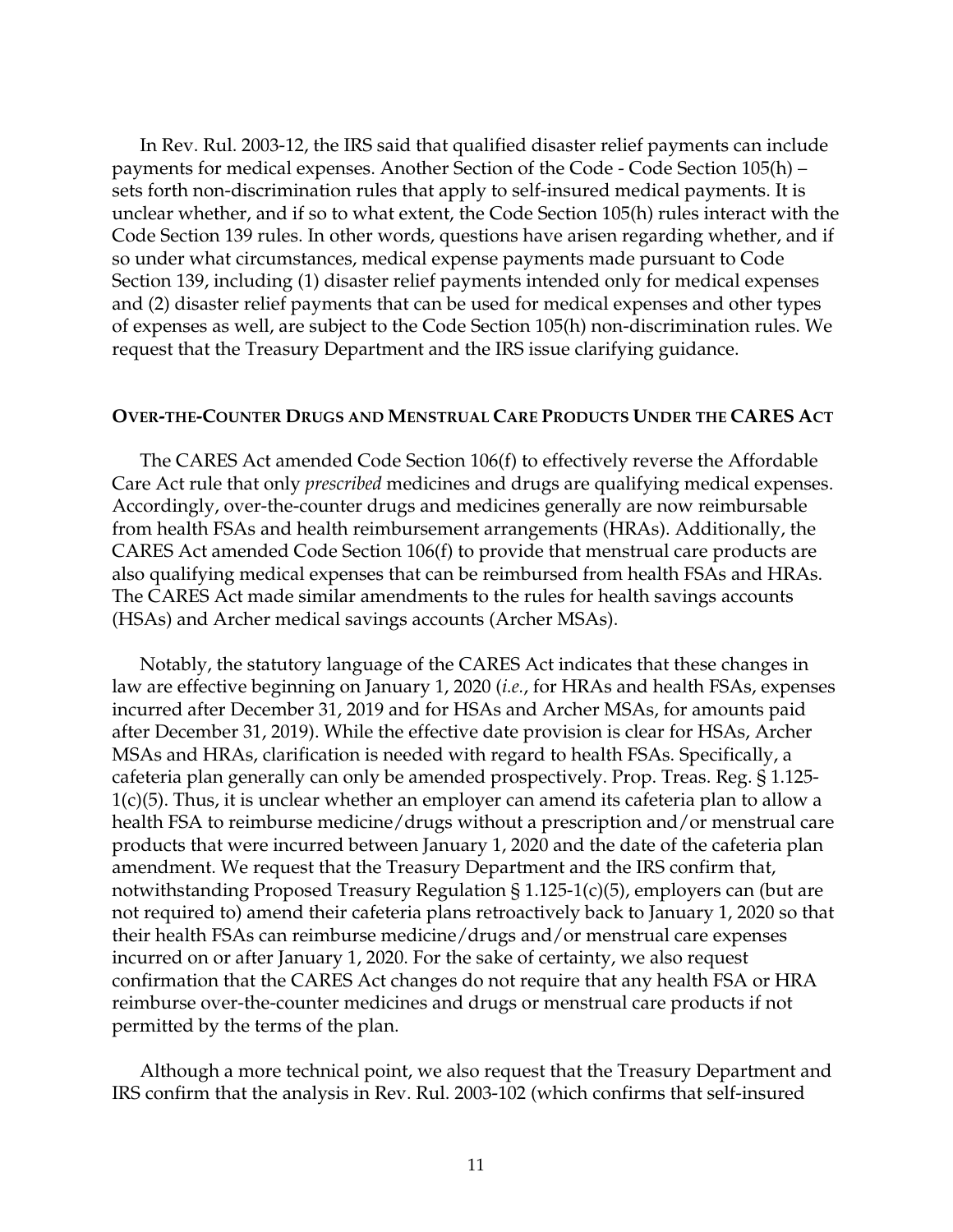In Rev. Rul. 2003-12, the IRS said that qualified disaster relief payments can include payments for medical expenses. Another Section of the Code - Code Section 105(h) – sets forth non-discrimination rules that apply to self-insured medical payments. It is unclear whether, and if so to what extent, the Code Section 105(h) rules interact with the Code Section 139 rules. In other words, questions have arisen regarding whether, and if so under what circumstances, medical expense payments made pursuant to Code Section 139, including (1) disaster relief payments intended only for medical expenses and (2) disaster relief payments that can be used for medical expenses and other types of expenses as well, are subject to the Code Section 105(h) non-discrimination rules. We request that the Treasury Department and the IRS issue clarifying guidance.

### Over-the-Counter Drugs and Menstrual Care Products Under the CARES Act

The CARES Act amended Code Section 106(f) to effectively reverse the Affordable Care Act rule that only *prescribed* medicines and drugs are qualifying medical expenses. Accordingly, over-the-counter drugs and medicines generally are now reimbursable from health FSAs and health reimbursement arrangements (HRAs). Additionally, the CARES Act amended Code Section 106(f) to provide that menstrual care products are also qualifying medical expenses that can be reimbursed from health FSAs and HRAs. The CARES Act made similar amendments to the rules for health savings accounts (HSAs) and Archer medical savings accounts (Archer MSAs).

Notably, the statutory language of the CARES Act indicates that these changes in law are effective beginning on January 1, 2020 (*i.e.*, for HRAs and health FSAs, expenses incurred after December 31, 2019 and for HSAs and Archer MSAs, for amounts paid after December 31, 2019). While the effective date provision is clear for HSAs, Archer MSAs and HRAs, clarification is needed with regard to health FSAs. Specifically, a cafeteria plan generally can only be amended prospectively. Prop. Treas. Reg. § 1.125-1(c)(5). Thus, it is unclear whether an employer can amend its cafeteria plan to allow a health FSA to reimburse medicine/drugs without a prescription and/or menstrual care products that were incurred between January 1, 2020 and the date of the cafeteria plan amendment. We request that the Treasury Department and the IRS confirm that, notwithstanding Proposed Treasury Regulation § 1.125-1(c)(5), employers can (but are not required to) amend their cafeteria plans retroactively back to January 1, 2020 so that their health FSAs can reimburse medicine/drugs and/or menstrual care expenses incurred on or after January 1, 2020. For the sake of certainty, we also request confirmation that the CARES Act changes do not require that any health FSA or HRA reimburse over-the-counter medicines and drugs or menstrual care products if not permitted by the terms of the plan.

Although a more technical point, we also request that the Treasury Department and IRS confirm that the analysis in Rev. Rul. 2003-102 (which confirms that self-insured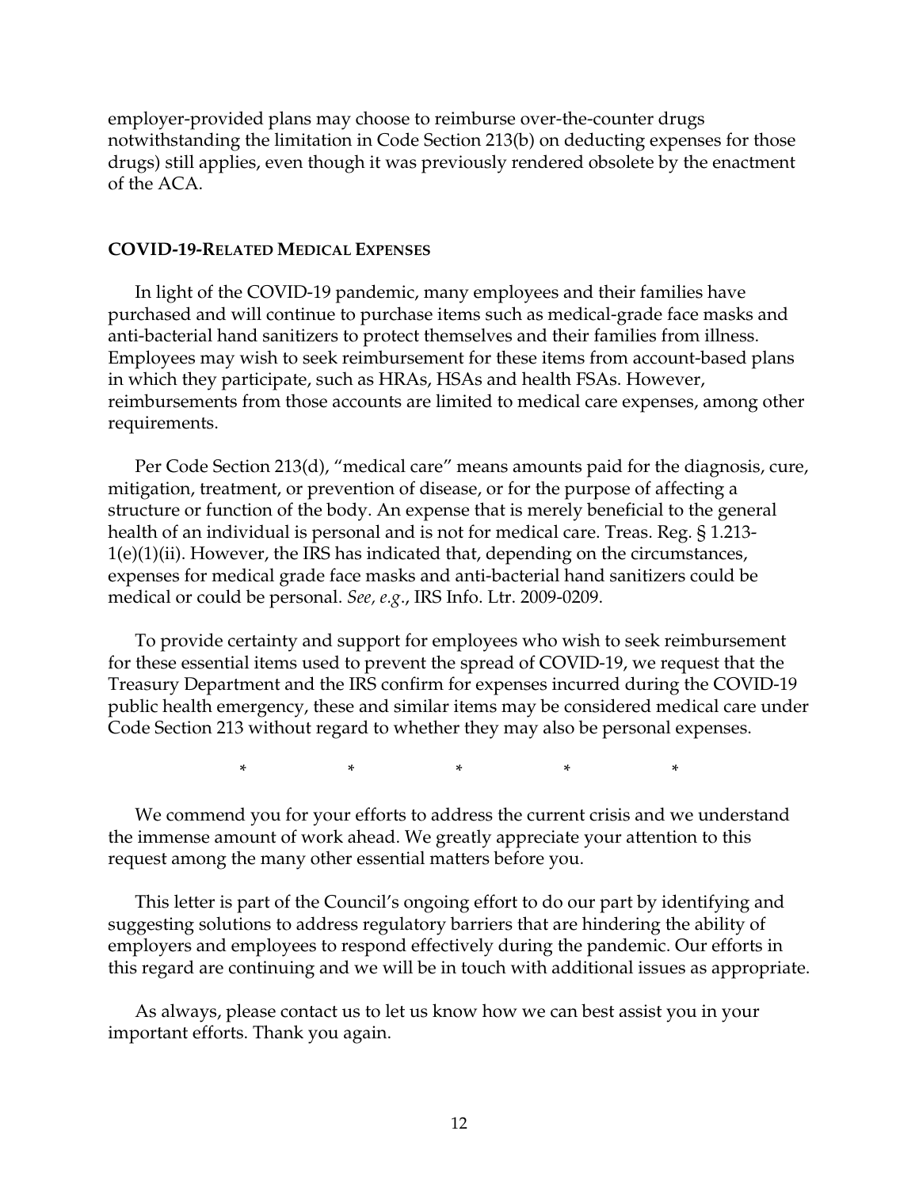employer-provided plans may choose to reimburse over-the-counter drugs notwithstanding the limitation in Code Section 213(b) on deducting expenses for those drugs) still applies, even though it was previously rendered obsolete by the enactment of the ACA.

## COVID-19-RELATED MEDICAL EXPENSES

In light of the COVID-19 pandemic, many employees and their families have purchased and will continue to purchase items such as medical-grade face masks and anti-bacterial hand sanitizers to protect themselves and their families from illness. Employees may wish to seek reimbursement for these items from account-based plans in which they participate, such as HRAs, HSAs and health FSAs. However, reimbursements from those accounts are limited to medical care expenses, among other requirements.

Per Code Section 213(d), "medical care" means amounts paid for the diagnosis, cure, mitigation, treatment, or prevention of disease, or for the purpose of affecting a structure or function of the body. An expense that is merely beneficial to the general health of an individual is personal and is not for medical care. Treas. Reg. § 1.213-1(e)(1)(ii). However, the IRS has indicated that, depending on the circumstances, expenses for medical grade face masks and anti-bacterial hand sanitizers could be medical or could be personal. *See, e.g.*, IRS Info. Ltr. 2009-0209.

To provide certainty and support for employees who wish to seek reimbursement for these essential items used to prevent the spread of COVID-19, we request that the Treasury Department and the IRS confirm for expenses incurred during the COVID-19 public health emergency, these and similar items may be considered medical care under Code Section 213 without regard to whether they may also be personal expenses.

\* \* \* \* \*

We commend you for your efforts to address the current crisis and we understand the immense amount of work ahead. We greatly appreciate your attention to this request among the many other essential matters before you.

This letter is part of the Council's ongoing effort to do our part by identifying and suggesting solutions to address regulatory barriers that are hindering the ability of employers and employees to respond effectively during the pandemic. Our efforts in this regard are continuing and we will be in touch with additional issues as appropriate.

As always, please contact us to let us know how we can best assist you in your important efforts. Thank you again.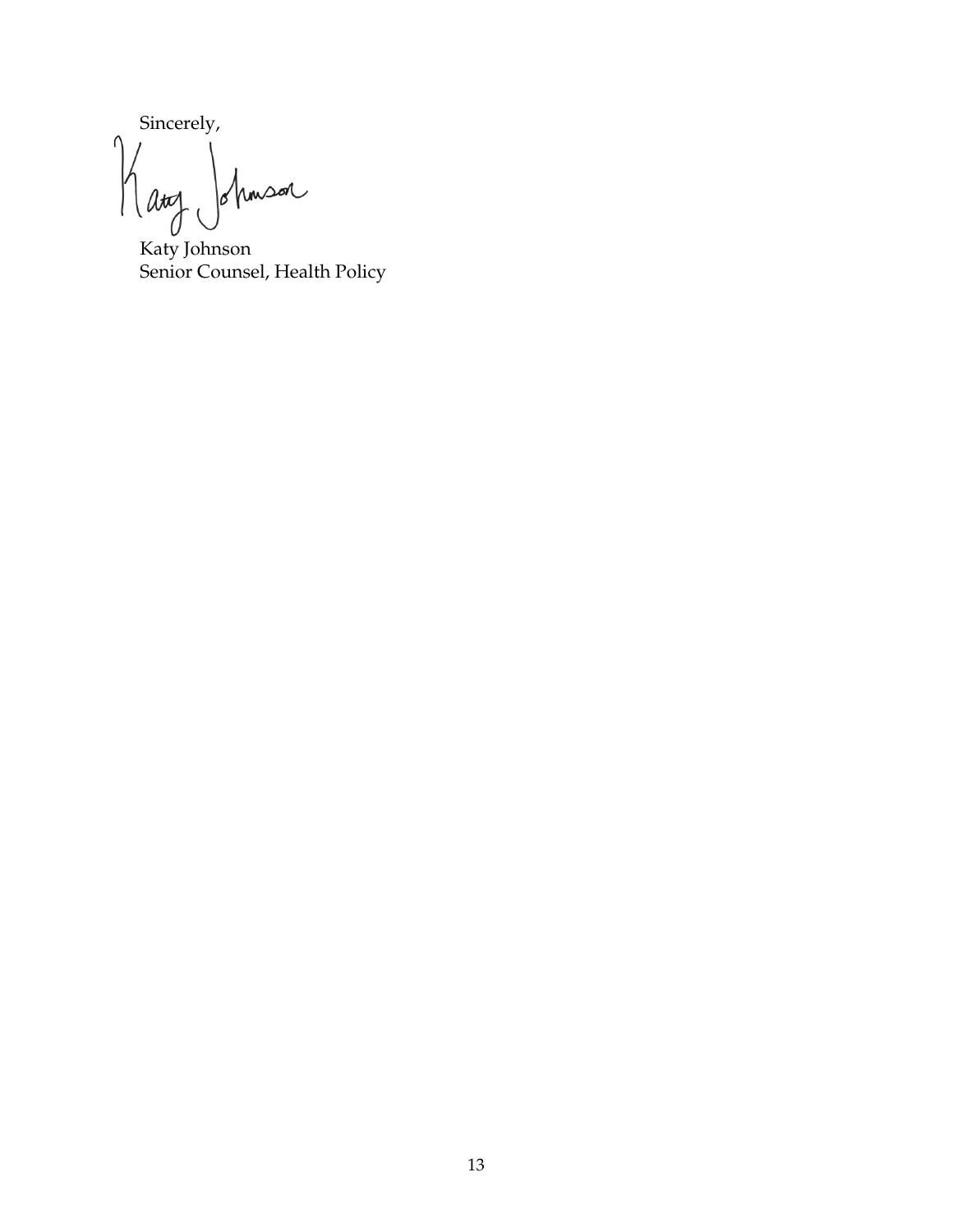Sincerely,

Katy Johnson
Senior Counsel, Health Policy